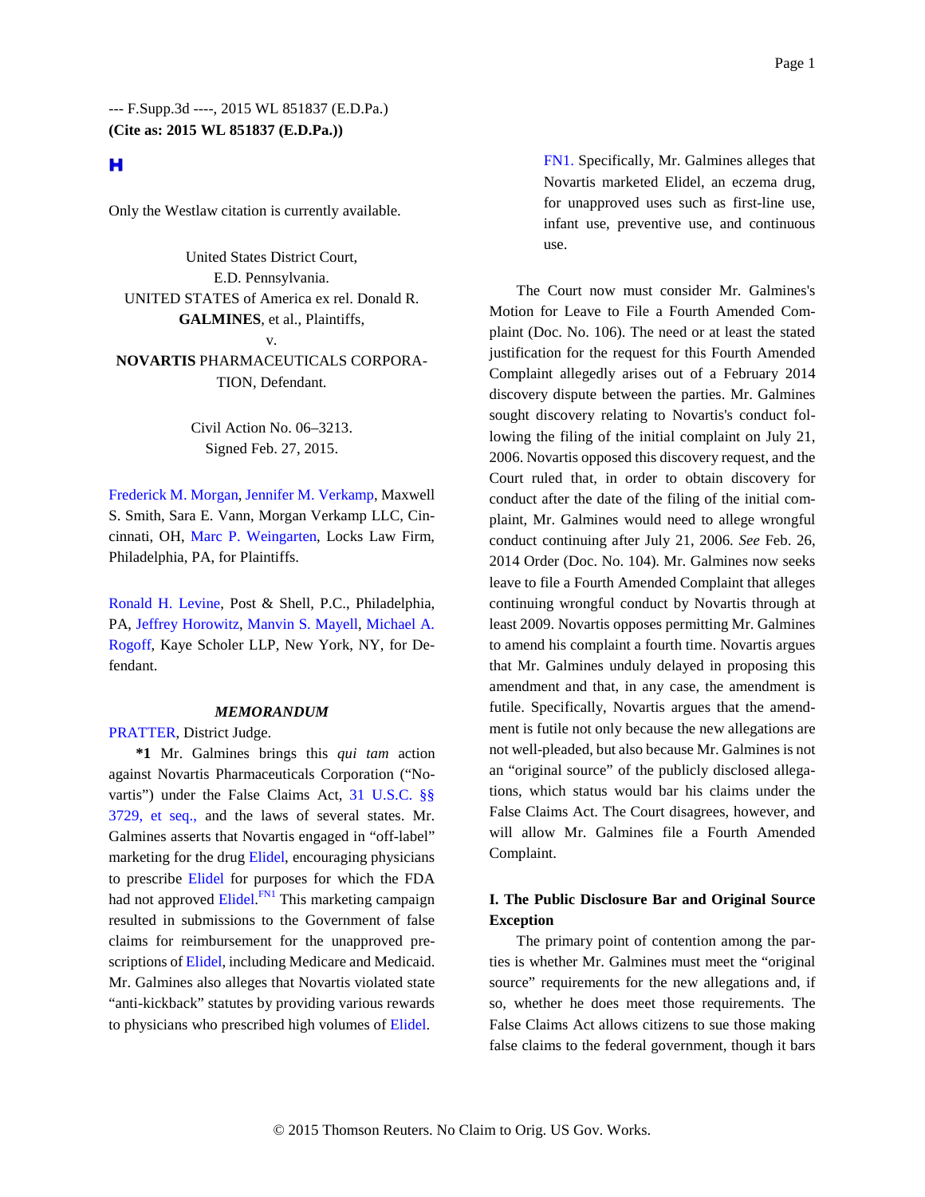--- F.Supp.3d ----, 2015 WL 851837 (E.D.Pa.)
**(Cite as: 2015 WL 851837 (E.D.Pa.))**

**H**

Only the Westlaw citation is currently available.

United States District Court,
E.D. Pennsylvania.
UNITED STATES of America ex rel. Donald R. **GALMINES**, et al., Plaintiffs,
v.
**NOVARTIS** PHARMACEUTICALS CORPORATION, Defendant.

Civil Action No. 06–3213.
Signed Feb. 27, 2015.

Frederick M. Morgan, Jennifer M. Verkamp, Maxwell S. Smith, Sara E. Vann, Morgan Verkamp LLC, Cincinnati, OH, Marc P. Weingarten, Locks Law Firm, Philadelphia, PA, for Plaintiffs.

Ronald H. Levine, Post & Shell, P.C., Philadelphia, PA, Jeffrey Horowitz, Manvin S. Mayell, Michael A. Rogoff, Kaye Scholer LLP, New York, NY, for Defendant.

***MEMORANDUM***

PRATTER, District Judge.

**\*1** Mr. Galmines brings this *qui tam* action against Novartis Pharmaceuticals Corporation ("Novartis") under the False Claims Act, 31 U.S.C. §§ 3729, et seq., and the laws of several states. Mr. Galmines asserts that Novartis engaged in "off-label" marketing for the drug Elidel, encouraging physicians to prescribe Elidel for purposes for which the FDA had not approved Elidel.[FN1] This marketing campaign resulted in submissions to the Government of false claims for reimbursement for the unapproved prescriptions of Elidel, including Medicare and Medicaid. Mr. Galmines also alleges that Novartis violated state "anti-kickback" statutes by providing various rewards to physicians who prescribed high volumes of Elidel.

FN1. Specifically, Mr. Galmines alleges that Novartis marketed Elidel, an eczema drug, for unapproved uses such as first-line use, infant use, preventive use, and continuous use.

The Court now must consider Mr. Galmines's Motion for Leave to File a Fourth Amended Complaint (Doc. No. 106). The need or at least the stated justification for the request for this Fourth Amended Complaint allegedly arises out of a February 2014 discovery dispute between the parties. Mr. Galmines sought discovery relating to Novartis's conduct following the filing of the initial complaint on July 21, 2006. Novartis opposed this discovery request, and the Court ruled that, in order to obtain discovery for conduct after the date of the filing of the initial complaint, Mr. Galmines would need to allege wrongful conduct continuing after July 21, 2006. *See* Feb. 26, 2014 Order (Doc. No. 104). Mr. Galmines now seeks leave to file a Fourth Amended Complaint that alleges continuing wrongful conduct by Novartis through at least 2009. Novartis opposes permitting Mr. Galmines to amend his complaint a fourth time. Novartis argues that Mr. Galmines unduly delayed in proposing this amendment and that, in any case, the amendment is futile. Specifically, Novartis argues that the amendment is futile not only because the new allegations are not well-pleaded, but also because Mr. Galmines is not an "original source" of the publicly disclosed allegations, which status would bar his claims under the False Claims Act. The Court disagrees, however, and will allow Mr. Galmines file a Fourth Amended Complaint.

## I. The Public Disclosure Bar and Original Source Exception

The primary point of contention among the parties is whether Mr. Galmines must meet the "original source" requirements for the new allegations and, if so, whether he does meet those requirements. The False Claims Act allows citizens to sue those making false claims to the federal government, though it bars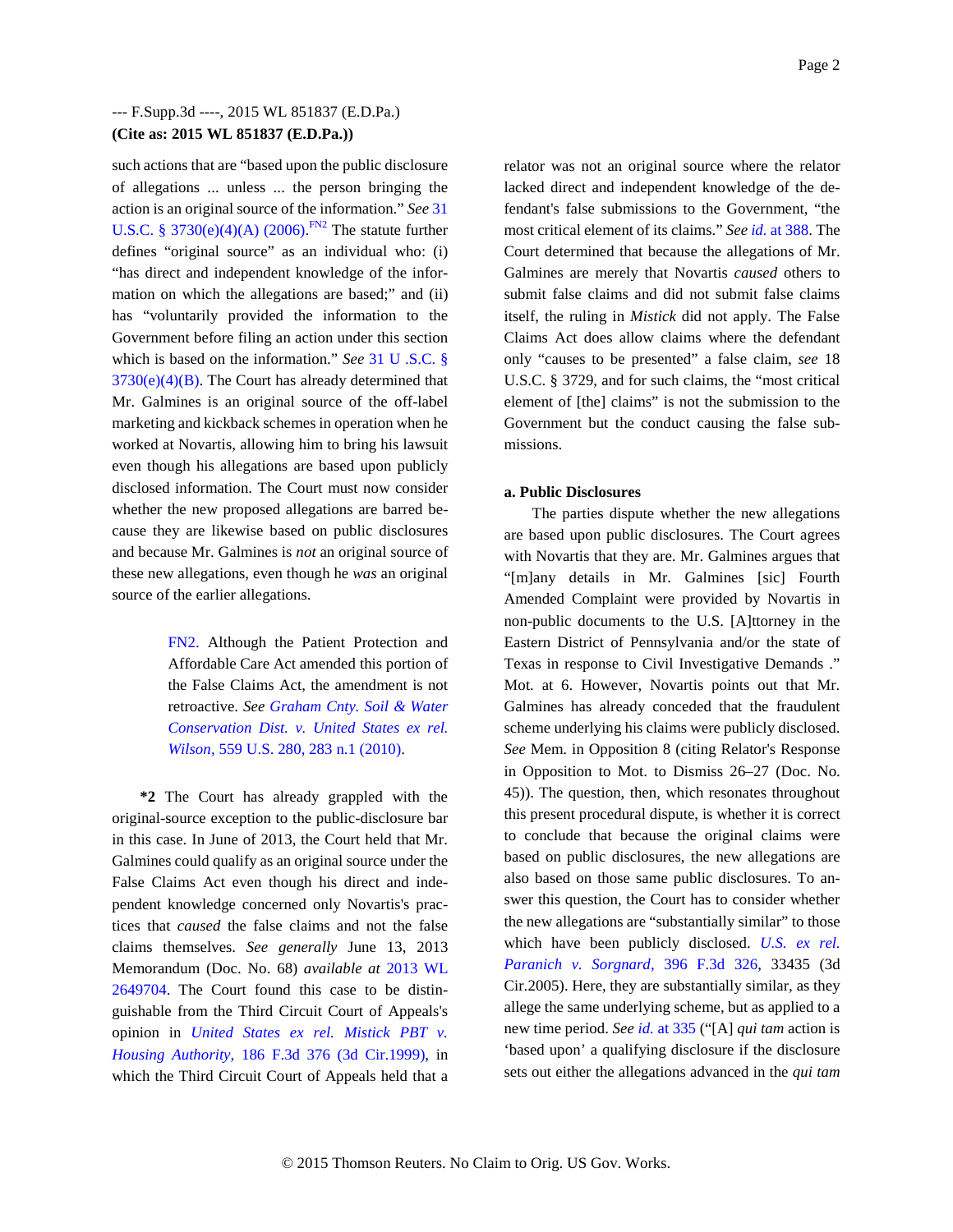such actions that are "based upon the public disclosure of allegations ... unless ... the person bringing the action is an original source of the information." *See* 31 U.S.C. § 3730(e)(4)(A) (2006).[FN2] The statute further defines "original source" as an individual who: (i) "has direct and independent knowledge of the information on which the allegations are based;" and (ii) has "voluntarily provided the information to the Government before filing an action under this section which is based on the information." *See* 31 U .S.C. § 3730(e)(4)(B). The Court has already determined that Mr. Galmines is an original source of the off-label marketing and kickback schemes in operation when he worked at Novartis, allowing him to bring his lawsuit even though his allegations are based upon publicly disclosed information. The Court must now consider whether the new proposed allegations are barred because they are likewise based on public disclosures and because Mr. Galmines is *not* an original source of these new allegations, even though he *was* an original source of the earlier allegations.

> FN2. Although the Patient Protection and Affordable Care Act amended this portion of the False Claims Act, the amendment is not retroactive. *See Graham Cnty. Soil & Water Conservation Dist. v. United States ex rel. Wilson,* 559 U.S. 280, 283 n.1 (2010).

**\*2** The Court has already grappled with the original-source exception to the public-disclosure bar in this case. In June of 2013, the Court held that Mr. Galmines could qualify as an original source under the False Claims Act even though his direct and independent knowledge concerned only Novartis's practices that *caused* the false claims and not the false claims themselves. *See generally* June 13, 2013 Memorandum (Doc. No. 68) *available at* 2013 WL 2649704. The Court found this case to be distinguishable from the Third Circuit Court of Appeals's opinion in *United States ex rel. Mistick PBT v. Housing Authority,* 186 F.3d 376 (3d Cir.1999), in which the Third Circuit Court of Appeals held that a relator was not an original source where the relator lacked direct and independent knowledge of the defendant's false submissions to the Government, "the most critical element of its claims." *See id.* at 388. The Court determined that because the allegations of Mr. Galmines are merely that Novartis *caused* others to submit false claims and did not submit false claims itself, the ruling in *Mistick* did not apply. The False Claims Act does allow claims where the defendant only "causes to be presented" a false claim, *see* 18 U.S.C. § 3729, and for such claims, the "most critical element of [the] claims" is not the submission to the Government but the conduct causing the false submissions.

**a. Public Disclosures**

The parties dispute whether the new allegations are based upon public disclosures. The Court agrees with Novartis that they are. Mr. Galmines argues that "[m]any details in Mr. Galmines [sic] Fourth Amended Complaint were provided by Novartis in non-public documents to the U.S. [A]ttorney in the Eastern District of Pennsylvania and/or the state of Texas in response to Civil Investigative Demands ." Mot. at 6. However, Novartis points out that Mr. Galmines has already conceded that the fraudulent scheme underlying his claims were publicly disclosed. *See* Mem. in Opposition 8 (citing Relator's Response in Opposition to Mot. to Dismiss 26–27 (Doc. No. 45)). The question, then, which resonates throughout this present procedural dispute, is whether it is correct to conclude that because the original claims were based on public disclosures, the new allegations are also based on those same public disclosures. To answer this question, the Court has to consider whether the new allegations are "substantially similar" to those which have been publicly disclosed. *U.S. ex rel. Paranich v. Sorgnard,* 396 F.3d 326, 33435 (3d Cir.2005). Here, they are substantially similar, as they allege the same underlying scheme, but as applied to a new time period. *See id.* at 335 ("[A] *qui tam* action is 'based upon' a qualifying disclosure if the disclosure sets out either the allegations advanced in the *qui tam*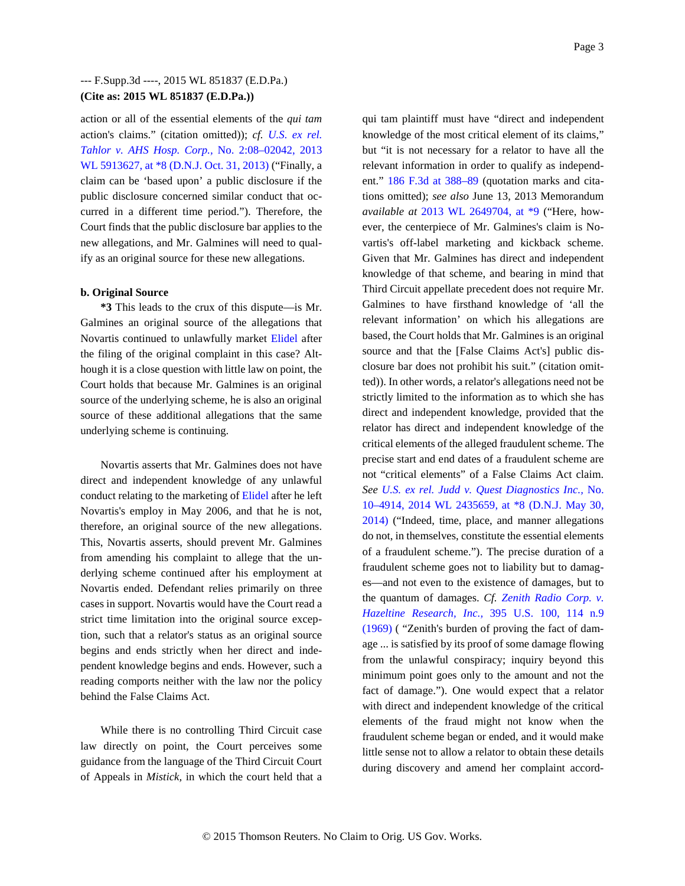action or all of the essential elements of the *qui tam* action's claims." (citation omitted)); *cf. U.S. ex rel. Tahlor v. AHS Hosp. Corp.,* No. 2:08–02042, 2013 WL 5913627, at *8 (D.N.J. Oct. 31, 2013) ("Finally, a claim can be 'based upon' a public disclosure if the public disclosure concerned similar conduct that occurred in a different time period."). Therefore, the Court finds that the public disclosure bar applies to the new allegations, and Mr. Galmines will need to qualify as an original source for these new allegations.

**b. Original Source**

**\*3** This leads to the crux of this dispute—is Mr. Galmines an original source of the allegations that Novartis continued to unlawfully market Elidel after the filing of the original complaint in this case? Although it is a close question with little law on point, the Court holds that because Mr. Galmines is an original source of the underlying scheme, he is also an original source of these additional allegations that the same underlying scheme is continuing.

Novartis asserts that Mr. Galmines does not have direct and independent knowledge of any unlawful conduct relating to the marketing of Elidel after he left Novartis's employ in May 2006, and that he is not, therefore, an original source of the new allegations. This, Novartis asserts, should prevent Mr. Galmines from amending his complaint to allege that the underlying scheme continued after his employment at Novartis ended. Defendant relies primarily on three cases in support. Novartis would have the Court read a strict time limitation into the original source exception, such that a relator's status as an original source begins and ends strictly when her direct and independent knowledge begins and ends. However, such a reading comports neither with the law nor the policy behind the False Claims Act.

While there is no controlling Third Circuit case law directly on point, the Court perceives some guidance from the language of the Third Circuit Court of Appeals in *Mistick,* in which the court held that a qui tam plaintiff must have "direct and independent knowledge of the most critical element of its claims," but "it is not necessary for a relator to have all the relevant information in order to qualify as independent." 186 F.3d at 388–89 (quotation marks and citations omitted); *see also* June 13, 2013 Memorandum *available at* 2013 WL 2649704, at *9 ("Here, however, the centerpiece of Mr. Galmines's claim is Novartis's off-label marketing and kickback scheme. Given that Mr. Galmines has direct and independent knowledge of that scheme, and bearing in mind that Third Circuit appellate precedent does not require Mr. Galmines to have firsthand knowledge of 'all the relevant information' on which his allegations are based, the Court holds that Mr. Galmines is an original source and that the [False Claims Act's] public disclosure bar does not prohibit his suit." (citation omitted)). In other words, a relator's allegations need not be strictly limited to the information as to which she has direct and independent knowledge, provided that the relator has direct and independent knowledge of the critical elements of the alleged fraudulent scheme. The precise start and end dates of a fraudulent scheme are not "critical elements" of a False Claims Act claim. *See U.S. ex rel. Judd v. Quest Diagnostics Inc.,* No. 10–4914, 2014 WL 2435659, at *8 (D.N.J. May 30, 2014) ("Indeed, time, place, and manner allegations do not, in themselves, constitute the essential elements of a fraudulent scheme."). The precise duration of a fraudulent scheme goes not to liability but to damages—and not even to the existence of damages, but to the quantum of damages. *Cf. Zenith Radio Corp. v. Hazeltine Research, Inc.,* 395 U.S. 100, 114 n.9 (1969) ( "Zenith's burden of proving the fact of damage ... is satisfied by its proof of some damage flowing from the unlawful conspiracy; inquiry beyond this minimum point goes only to the amount and not the fact of damage."). One would expect that a relator with direct and independent knowledge of the critical elements of the fraud might not know when the fraudulent scheme began or ended, and it would make little sense not to allow a relator to obtain these details during discovery and amend her complaint accord-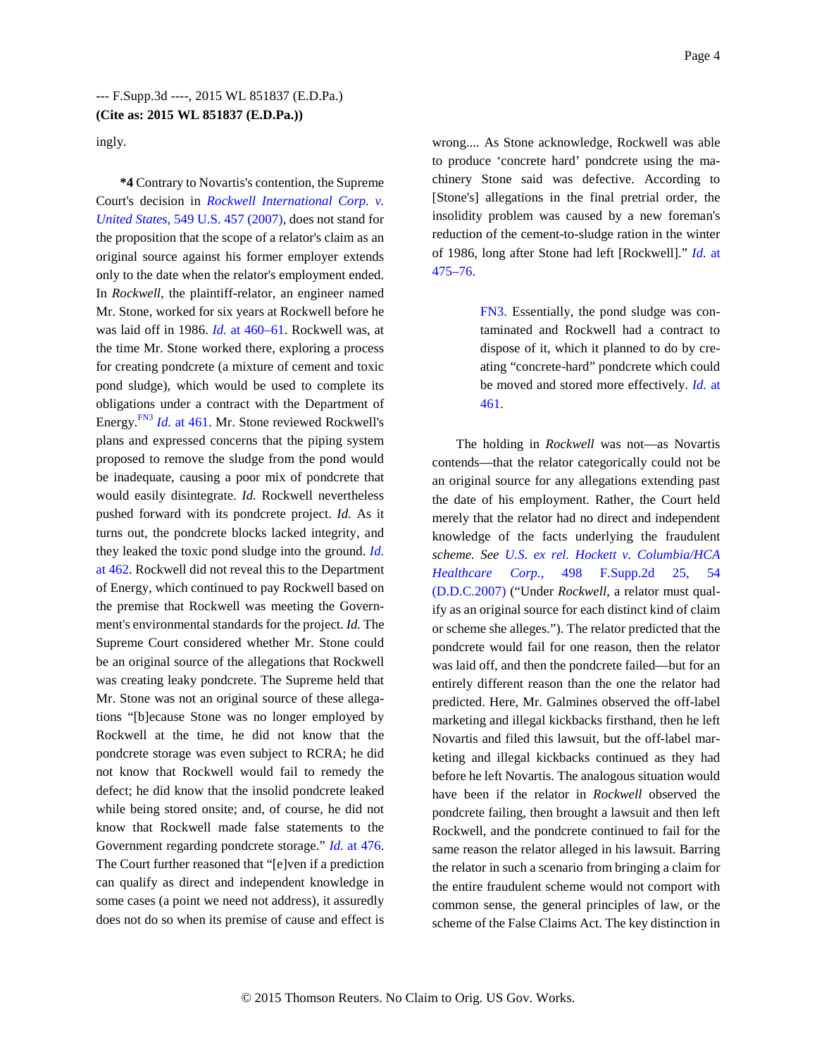ingly.

**\*4** Contrary to Novartis's contention, the Supreme Court's decision in *Rockwell International Corp. v. United States,* 549 U.S. 457 (2007), does not stand for the proposition that the scope of a relator's claim as an original source against his former employer extends only to the date when the relator's employment ended. In *Rockwell,* the plaintiff-relator, an engineer named Mr. Stone, worked for six years at Rockwell before he was laid off in 1986. *Id.* at 460–61. Rockwell was, at the time Mr. Stone worked there, exploring a process for creating pondcrete (a mixture of cement and toxic pond sludge), which would be used to complete its obligations under a contract with the Department of Energy.[FN3] *Id.* at 461. Mr. Stone reviewed Rockwell's plans and expressed concerns that the piping system proposed to remove the sludge from the pond would be inadequate, causing a poor mix of pondcrete that would easily disintegrate. *Id.* Rockwell nevertheless pushed forward with its pondcrete project. *Id.* As it turns out, the pondcrete blocks lacked integrity, and they leaked the toxic pond sludge into the ground. *Id.* at 462. Rockwell did not reveal this to the Department of Energy, which continued to pay Rockwell based on the premise that Rockwell was meeting the Government's environmental standards for the project. *Id.* The Supreme Court considered whether Mr. Stone could be an original source of the allegations that Rockwell was creating leaky pondcrete. The Supreme held that Mr. Stone was not an original source of these allegations "[b]ecause Stone was no longer employed by Rockwell at the time, he did not know that the pondcrete storage was even subject to RCRA; he did not know that Rockwell would fail to remedy the defect; he did know that the insolid pondcrete leaked while being stored onsite; and, of course, he did not know that Rockwell made false statements to the Government regarding pondcrete storage." *Id.* at 476. The Court further reasoned that "[e]ven if a prediction can qualify as direct and independent knowledge in some cases (a point we need not address), it assuredly does not do so when its premise of cause and effect is wrong.... As Stone acknowledge, Rockwell was able to produce 'concrete hard' pondcrete using the machinery Stone said was defective. According to [Stone's] allegations in the final pretrial order, the insolidity problem was caused by a new foreman's reduction of the cement-to-sludge ration in the winter of 1986, long after Stone had left [Rockwell]." *Id.* at 475–76.

> FN3. Essentially, the pond sludge was contaminated and Rockwell had a contract to dispose of it, which it planned to do by creating "concrete-hard" pondcrete which could be moved and stored more effectively. *Id.* at 461.

The holding in *Rockwell* was not—as Novartis contends—that the relator categorically could not be an original source for any allegations extending past the date of his employment. Rather, the Court held merely that the relator had no direct and independent knowledge of the facts underlying the fraudulent *scheme. See U.S. ex rel. Hockett v. Columbia/HCA Healthcare Corp.,* 498 F.Supp.2d 25, 54 (D.D.C.2007) ("Under *Rockwell*, a relator must qualify as an original source for each distinct kind of claim or scheme she alleges."). The relator predicted that the pondcrete would fail for one reason, then the relator was laid off, and then the pondcrete failed—but for an entirely different reason than the one the relator had predicted. Here, Mr. Galmines observed the off-label marketing and illegal kickbacks firsthand, then he left Novartis and filed this lawsuit, but the off-label marketing and illegal kickbacks continued as they had before he left Novartis. The analogous situation would have been if the relator in *Rockwell* observed the pondcrete failing, then brought a lawsuit and then left Rockwell, and the pondcrete continued to fail for the same reason the relator alleged in his lawsuit. Barring the relator in such a scenario from bringing a claim for the entire fraudulent scheme would not comport with common sense, the general principles of law, or the scheme of the False Claims Act. The key distinction in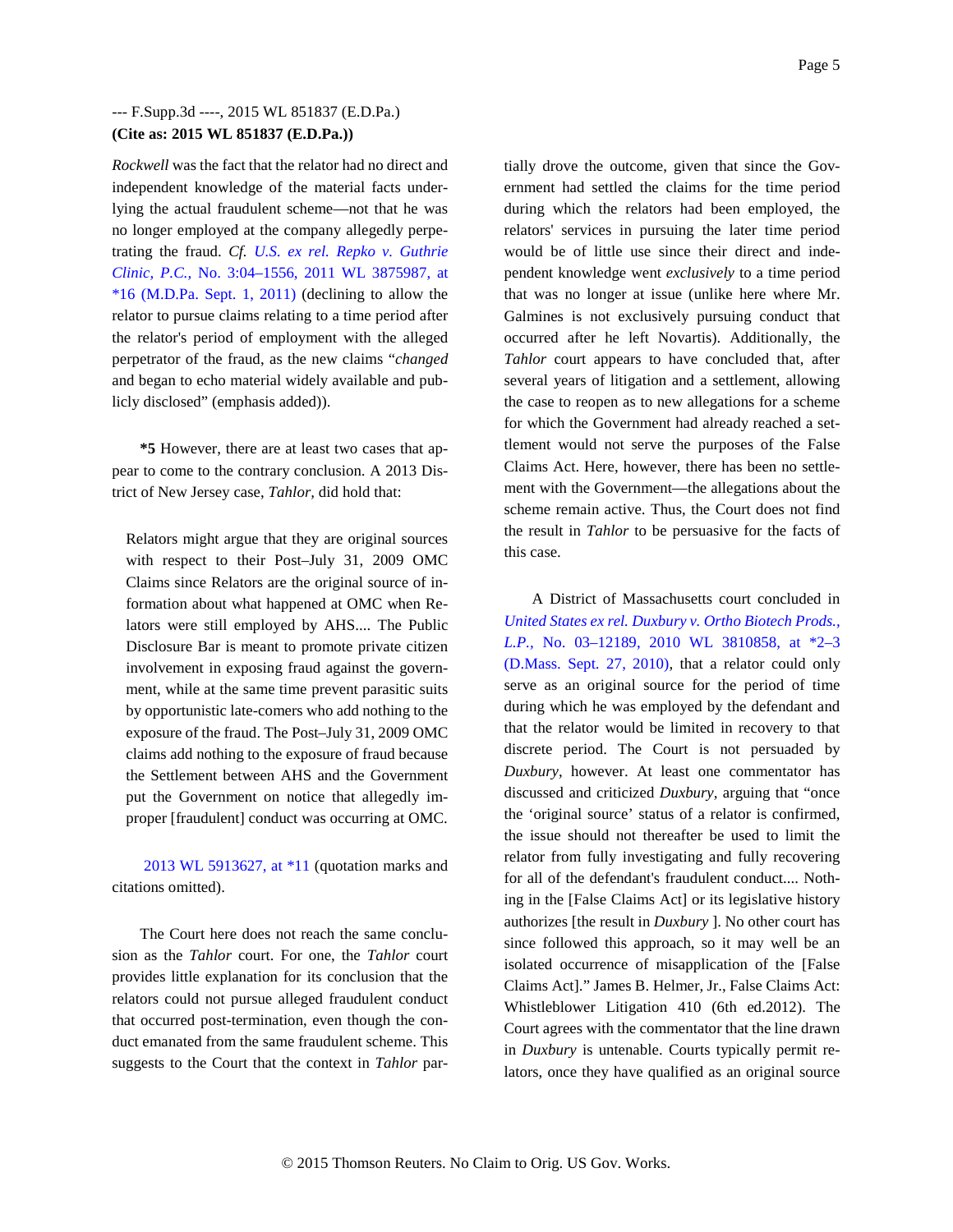*Rockwell* was the fact that the relator had no direct and independent knowledge of the material facts underlying the actual fraudulent scheme—not that he was no longer employed at the company allegedly perpetrating the fraud. *Cf. U.S. ex rel. Repko v. Guthrie Clinic, P.C.,* No. 3:04–1556, 2011 WL 3875987, at *16 (M.D.Pa. Sept. 1, 2011) (declining to allow the relator to pursue claims relating to a time period after the relator's period of employment with the alleged perpetrator of the fraud, as the new claims "*changed* and began to echo material widely available and publicly disclosed" (emphasis added)).

**\*5** However, there are at least two cases that appear to come to the contrary conclusion. A 2013 District of New Jersey case, *Tahlor,* did hold that:

> Relators might argue that they are original sources with respect to their Post–July 31, 2009 OMC Claims since Relators are the original source of information about what happened at OMC when Relators were still employed by AHS.... The Public Disclosure Bar is meant to promote private citizen involvement in exposing fraud against the government, while at the same time prevent parasitic suits by opportunistic late-comers who add nothing to the exposure of the fraud. The Post–July 31, 2009 OMC claims add nothing to the exposure of fraud because the Settlement between AHS and the Government put the Government on notice that allegedly improper [fraudulent] conduct was occurring at OMC.

2013 WL 5913627, at *11 (quotation marks and citations omitted).

The Court here does not reach the same conclusion as the *Tahlor* court. For one, the *Tahlor* court provides little explanation for its conclusion that the relators could not pursue alleged fraudulent conduct that occurred post-termination, even though the conduct emanated from the same fraudulent scheme. This suggests to the Court that the context in *Tahlor* partially drove the outcome, given that since the Government had settled the claims for the time period during which the relators had been employed, the relators' services in pursuing the later time period would be of little use since their direct and independent knowledge went *exclusively* to a time period that was no longer at issue (unlike here where Mr. Galmines is not exclusively pursuing conduct that occurred after he left Novartis). Additionally, the *Tahlor* court appears to have concluded that, after several years of litigation and a settlement, allowing the case to reopen as to new allegations for a scheme for which the Government had already reached a settlement would not serve the purposes of the False Claims Act. Here, however, there has been no settlement with the Government—the allegations about the scheme remain active. Thus, the Court does not find the result in *Tahlor* to be persuasive for the facts of this case.

A District of Massachusetts court concluded in *United States ex rel. Duxbury v. Ortho Biotech Prods., L.P.,* No. 03–12189, 2010 WL 3810858, at *2–3 (D.Mass. Sept. 27, 2010), that a relator could only serve as an original source for the period of time during which he was employed by the defendant and that the relator would be limited in recovery to that discrete period. The Court is not persuaded by *Duxbury,* however. At least one commentator has discussed and criticized *Duxbury,* arguing that "once the 'original source' status of a relator is confirmed, the issue should not thereafter be used to limit the relator from fully investigating and fully recovering for all of the defendant's fraudulent conduct.... Nothing in the [False Claims Act] or its legislative history authorizes [the result in *Duxbury* ]. No other court has since followed this approach, so it may well be an isolated occurrence of misapplication of the [False Claims Act]." James B. Helmer, Jr., False Claims Act: Whistleblower Litigation 410 (6th ed.2012). The Court agrees with the commentator that the line drawn in *Duxbury* is untenable. Courts typically permit relators, once they have qualified as an original source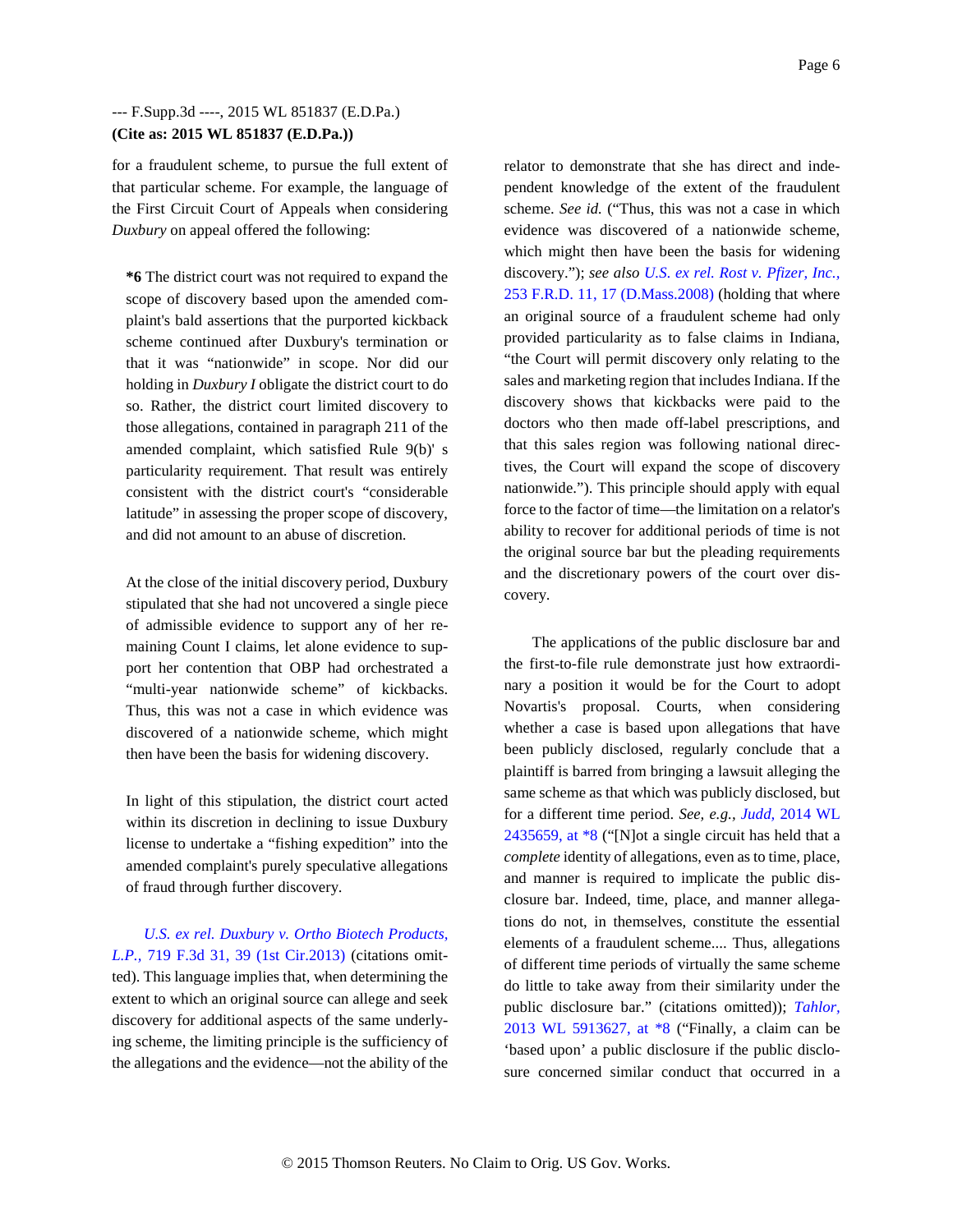for a fraudulent scheme, to pursue the full extent of that particular scheme. For example, the language of the First Circuit Court of Appeals when considering *Duxbury* on appeal offered the following:

> **\*6** The district court was not required to expand the scope of discovery based upon the amended complaint's bald assertions that the purported kickback scheme continued after Duxbury's termination or that it was "nationwide" in scope. Nor did our holding in *Duxbury I* obligate the district court to do so. Rather, the district court limited discovery to those allegations, contained in paragraph 211 of the amended complaint, which satisfied Rule 9(b)' s particularity requirement. That result was entirely consistent with the district court's "considerable latitude" in assessing the proper scope of discovery, and did not amount to an abuse of discretion.
>
> At the close of the initial discovery period, Duxbury stipulated that she had not uncovered a single piece of admissible evidence to support any of her remaining Count I claims, let alone evidence to support her contention that OBP had orchestrated a "multi-year nationwide scheme" of kickbacks. Thus, this was not a case in which evidence was discovered of a nationwide scheme, which might then have been the basis for widening discovery.
>
> In light of this stipulation, the district court acted within its discretion in declining to issue Duxbury license to undertake a "fishing expedition" into the amended complaint's purely speculative allegations of fraud through further discovery.

*U.S. ex rel. Duxbury v. Ortho Biotech Products, L.P.,* 719 F.3d 31, 39 (1st Cir.2013) (citations omitted). This language implies that, when determining the extent to which an original source can allege and seek discovery for additional aspects of the same underlying scheme, the limiting principle is the sufficiency of the allegations and the evidence—not the ability of the relator to demonstrate that she has direct and independent knowledge of the extent of the fraudulent scheme. *See id.* ("Thus, this was not a case in which evidence was discovered of a nationwide scheme, which might then have been the basis for widening discovery."); *see also U.S. ex rel. Rost v. Pfizer, Inc.,* 253 F.R.D. 11, 17 (D.Mass.2008) (holding that where an original source of a fraudulent scheme had only provided particularity as to false claims in Indiana, "the Court will permit discovery only relating to the sales and marketing region that includes Indiana. If the discovery shows that kickbacks were paid to the doctors who then made off-label prescriptions, and that this sales region was following national directives, the Court will expand the scope of discovery nationwide."). This principle should apply with equal force to the factor of time—the limitation on a relator's ability to recover for additional periods of time is not the original source bar but the pleading requirements and the discretionary powers of the court over discovery.

The applications of the public disclosure bar and the first-to-file rule demonstrate just how extraordinary a position it would be for the Court to adopt Novartis's proposal. Courts, when considering whether a case is based upon allegations that have been publicly disclosed, regularly conclude that a plaintiff is barred from bringing a lawsuit alleging the same scheme as that which was publicly disclosed, but for a different time period. *See, e.g., Judd,* 2014 WL 2435659, at \*8 ("[N]ot a single circuit has held that a *complete* identity of allegations, even as to time, place, and manner is required to implicate the public disclosure bar. Indeed, time, place, and manner allegations do not, in themselves, constitute the essential elements of a fraudulent scheme.... Thus, allegations of different time periods of virtually the same scheme do little to take away from their similarity under the public disclosure bar." (citations omitted)); *Tahlor,* 2013 WL 5913627, at \*8 ("Finally, a claim can be 'based upon' a public disclosure if the public disclosure concerned similar conduct that occurred in a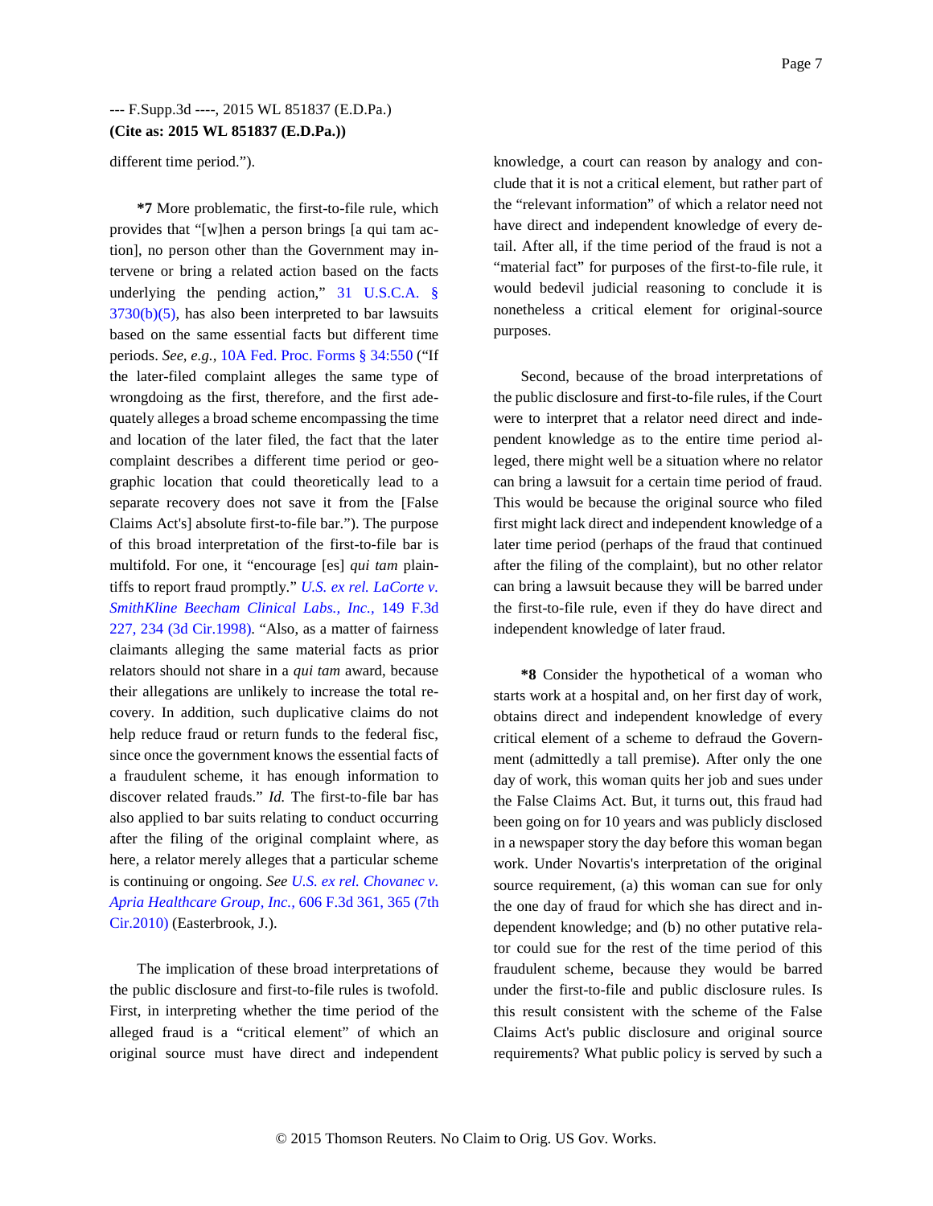different time period.").

**\*7** More problematic, the first-to-file rule, which provides that "[w]hen a person brings [a qui tam action], no person other than the Government may intervene or bring a related action based on the facts underlying the pending action," 31 U.S.C.A. § 3730(b)(5), has also been interpreted to bar lawsuits based on the same essential facts but different time periods. *See, e.g.,* 10A Fed. Proc. Forms § 34:550 ("If the later-filed complaint alleges the same type of wrongdoing as the first, therefore, and the first adequately alleges a broad scheme encompassing the time and location of the later filed, the fact that the later complaint describes a different time period or geographic location that could theoretically lead to a separate recovery does not save it from the [False Claims Act's] absolute first-to-file bar."). The purpose of this broad interpretation of the first-to-file bar is multifold. For one, it "encourage [es] *qui tam* plaintiffs to report fraud promptly." *U.S. ex rel. LaCorte v. SmithKline Beecham Clinical Labs., Inc.,* 149 F.3d 227, 234 (3d Cir.1998). "Also, as a matter of fairness claimants alleging the same material facts as prior relators should not share in a *qui tam* award, because their allegations are unlikely to increase the total recovery. In addition, such duplicative claims do not help reduce fraud or return funds to the federal fisc, since once the government knows the essential facts of a fraudulent scheme, it has enough information to discover related frauds." *Id.* The first-to-file bar has also applied to bar suits relating to conduct occurring after the filing of the original complaint where, as here, a relator merely alleges that a particular scheme is continuing or ongoing. *See U.S. ex rel. Chovanec v. Apria Healthcare Group, Inc.,* 606 F.3d 361, 365 (7th Cir.2010) (Easterbrook, J.).

The implication of these broad interpretations of the public disclosure and first-to-file rules is twofold. First, in interpreting whether the time period of the alleged fraud is a "critical element" of which an original source must have direct and independent knowledge, a court can reason by analogy and conclude that it is not a critical element, but rather part of the "relevant information" of which a relator need not have direct and independent knowledge of every detail. After all, if the time period of the fraud is not a "material fact" for purposes of the first-to-file rule, it would bedevil judicial reasoning to conclude it is nonetheless a critical element for original-source purposes.

Second, because of the broad interpretations of the public disclosure and first-to-file rules, if the Court were to interpret that a relator need direct and independent knowledge as to the entire time period alleged, there might well be a situation where no relator can bring a lawsuit for a certain time period of fraud. This would be because the original source who filed first might lack direct and independent knowledge of a later time period (perhaps of the fraud that continued after the filing of the complaint), but no other relator can bring a lawsuit because they will be barred under the first-to-file rule, even if they do have direct and independent knowledge of later fraud.

**\*8** Consider the hypothetical of a woman who starts work at a hospital and, on her first day of work, obtains direct and independent knowledge of every critical element of a scheme to defraud the Government (admittedly a tall premise). After only the one day of work, this woman quits her job and sues under the False Claims Act. But, it turns out, this fraud had been going on for 10 years and was publicly disclosed in a newspaper story the day before this woman began work. Under Novartis's interpretation of the original source requirement, (a) this woman can sue for only the one day of fraud for which she has direct and independent knowledge; and (b) no other putative relator could sue for the rest of the time period of this fraudulent scheme, because they would be barred under the first-to-file and public disclosure rules. Is this result consistent with the scheme of the False Claims Act's public disclosure and original source requirements? What public policy is served by such a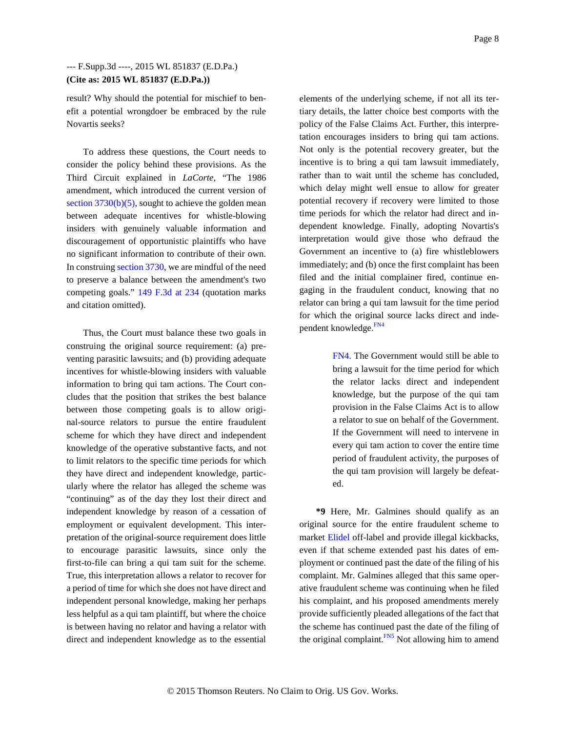result? Why should the potential for mischief to benefit a potential wrongdoer be embraced by the rule Novartis seeks?

To address these questions, the Court needs to consider the policy behind these provisions. As the Third Circuit explained in *LaCorte,* "The 1986 amendment, which introduced the current version of section 3730(b)(5), sought to achieve the golden mean between adequate incentives for whistle-blowing insiders with genuinely valuable information and discouragement of opportunistic plaintiffs who have no significant information to contribute of their own. In construing section 3730, we are mindful of the need to preserve a balance between the amendment's two competing goals." 149 F.3d at 234 (quotation marks and citation omitted).

Thus, the Court must balance these two goals in construing the original source requirement: (a) preventing parasitic lawsuits; and (b) providing adequate incentives for whistle-blowing insiders with valuable information to bring qui tam actions. The Court concludes that the position that strikes the best balance between those competing goals is to allow original-source relators to pursue the entire fraudulent scheme for which they have direct and independent knowledge of the operative substantive facts, and not to limit relators to the specific time periods for which they have direct and independent knowledge, particularly where the relator has alleged the scheme was "continuing" as of the day they lost their direct and independent knowledge by reason of a cessation of employment or equivalent development. This interpretation of the original-source requirement does little to encourage parasitic lawsuits, since only the first-to-file can bring a qui tam suit for the scheme. True, this interpretation allows a relator to recover for a period of time for which she does not have direct and independent personal knowledge, making her perhaps less helpful as a qui tam plaintiff, but where the choice is between having no relator and having a relator with direct and independent knowledge as to the essential elements of the underlying scheme, if not all its tertiary details, the latter choice best comports with the policy of the False Claims Act. Further, this interpretation encourages insiders to bring qui tam actions. Not only is the potential recovery greater, but the incentive is to bring a qui tam lawsuit immediately, rather than to wait until the scheme has concluded, which delay might well ensue to allow for greater potential recovery if recovery were limited to those time periods for which the relator had direct and independent knowledge. Finally, adopting Novartis's interpretation would give those who defraud the Government an incentive to (a) fire whistleblowers immediately; and (b) once the first complaint has been filed and the initial complainer fired, continue engaging in the fraudulent conduct, knowing that no relator can bring a qui tam lawsuit for the time period for which the original source lacks direct and independent knowledge.[FN4]

> FN4. The Government would still be able to bring a lawsuit for the time period for which the relator lacks direct and independent knowledge, but the purpose of the qui tam provision in the False Claims Act is to allow a relator to sue on behalf of the Government. If the Government will need to intervene in every qui tam action to cover the entire time period of fraudulent activity, the purposes of the qui tam provision will largely be defeated.

**\*9** Here, Mr. Galmines should qualify as an original source for the entire fraudulent scheme to market Elidel off-label and provide illegal kickbacks, even if that scheme extended past his dates of employment or continued past the date of the filing of his complaint. Mr. Galmines alleged that this same operative fraudulent scheme was continuing when he filed his complaint, and his proposed amendments merely provide sufficiently pleaded allegations of the fact that the scheme has continued past the date of the filing of the original complaint.[FN5] Not allowing him to amend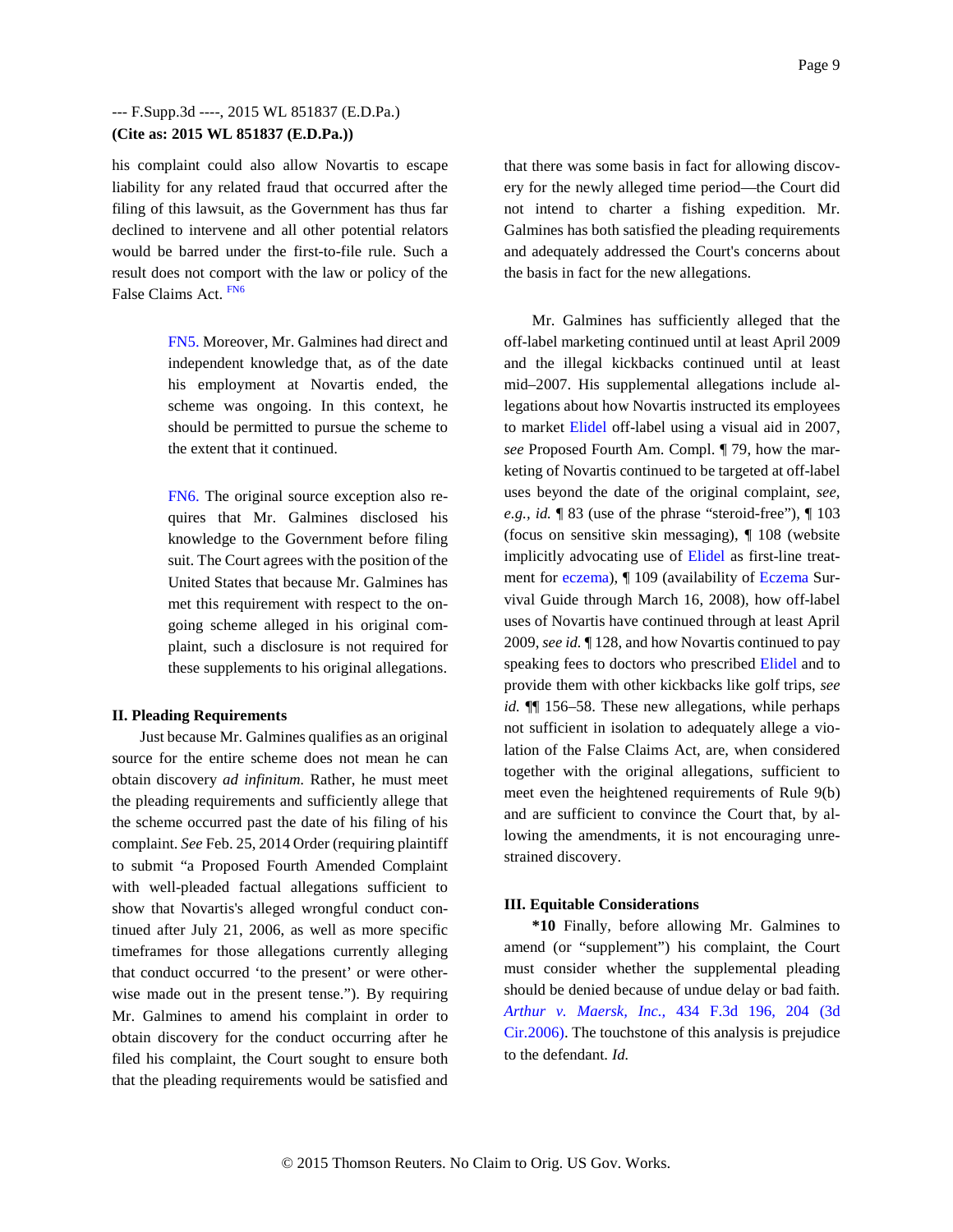his complaint could also allow Novartis to escape liability for any related fraud that occurred after the filing of this lawsuit, as the Government has thus far declined to intervene and all other potential relators would be barred under the first-to-file rule. Such a result does not comport with the law or policy of the False Claims Act. [FN6]

> FN5. Moreover, Mr. Galmines had direct and independent knowledge that, as of the date his employment at Novartis ended, the scheme was ongoing. In this context, he should be permitted to pursue the scheme to the extent that it continued.

> FN6. The original source exception also requires that Mr. Galmines disclosed his knowledge to the Government before filing suit. The Court agrees with the position of the United States that because Mr. Galmines has met this requirement with respect to the ongoing scheme alleged in his original complaint, such a disclosure is not required for these supplements to his original allegations.

**II. Pleading Requirements**

Just because Mr. Galmines qualifies as an original source for the entire scheme does not mean he can obtain discovery *ad infinitum.* Rather, he must meet the pleading requirements and sufficiently allege that the scheme occurred past the date of his filing of his complaint. *See* Feb. 25, 2014 Order (requiring plaintiff to submit "a Proposed Fourth Amended Complaint with well-pleaded factual allegations sufficient to show that Novartis's alleged wrongful conduct continued after July 21, 2006, as well as more specific timeframes for those allegations currently alleging that conduct occurred 'to the present' or were otherwise made out in the present tense."). By requiring Mr. Galmines to amend his complaint in order to obtain discovery for the conduct occurring after he filed his complaint, the Court sought to ensure both that the pleading requirements would be satisfied and that there was some basis in fact for allowing discovery for the newly alleged time period—the Court did not intend to charter a fishing expedition. Mr. Galmines has both satisfied the pleading requirements and adequately addressed the Court's concerns about the basis in fact for the new allegations.

Mr. Galmines has sufficiently alleged that the off-label marketing continued until at least April 2009 and the illegal kickbacks continued until at least mid–2007. His supplemental allegations include allegations about how Novartis instructed its employees to market Elidel off-label using a visual aid in 2007, *see* Proposed Fourth Am. Compl. ¶ 79, how the marketing of Novartis continued to be targeted at off-label uses beyond the date of the original complaint, *see, e.g., id.* ¶ 83 (use of the phrase "steroid-free"), ¶ 103 (focus on sensitive skin messaging), ¶ 108 (website implicitly advocating use of Elidel as first-line treatment for eczema), ¶ 109 (availability of Eczema Survival Guide through March 16, 2008), how off-label uses of Novartis have continued through at least April 2009, *see id.* ¶ 128, and how Novartis continued to pay speaking fees to doctors who prescribed Elidel and to provide them with other kickbacks like golf trips, *see id.* ¶¶ 156–58. These new allegations, while perhaps not sufficient in isolation to adequately allege a violation of the False Claims Act, are, when considered together with the original allegations, sufficient to meet even the heightened requirements of Rule 9(b) and are sufficient to convince the Court that, by allowing the amendments, it is not encouraging unrestrained discovery.

**III. Equitable Considerations**

**\*10** Finally, before allowing Mr. Galmines to amend (or "supplement") his complaint, the Court must consider whether the supplemental pleading should be denied because of undue delay or bad faith. *Arthur v. Maersk, Inc.,* 434 F.3d 196, 204 (3d Cir.2006). The touchstone of this analysis is prejudice to the defendant. *Id.*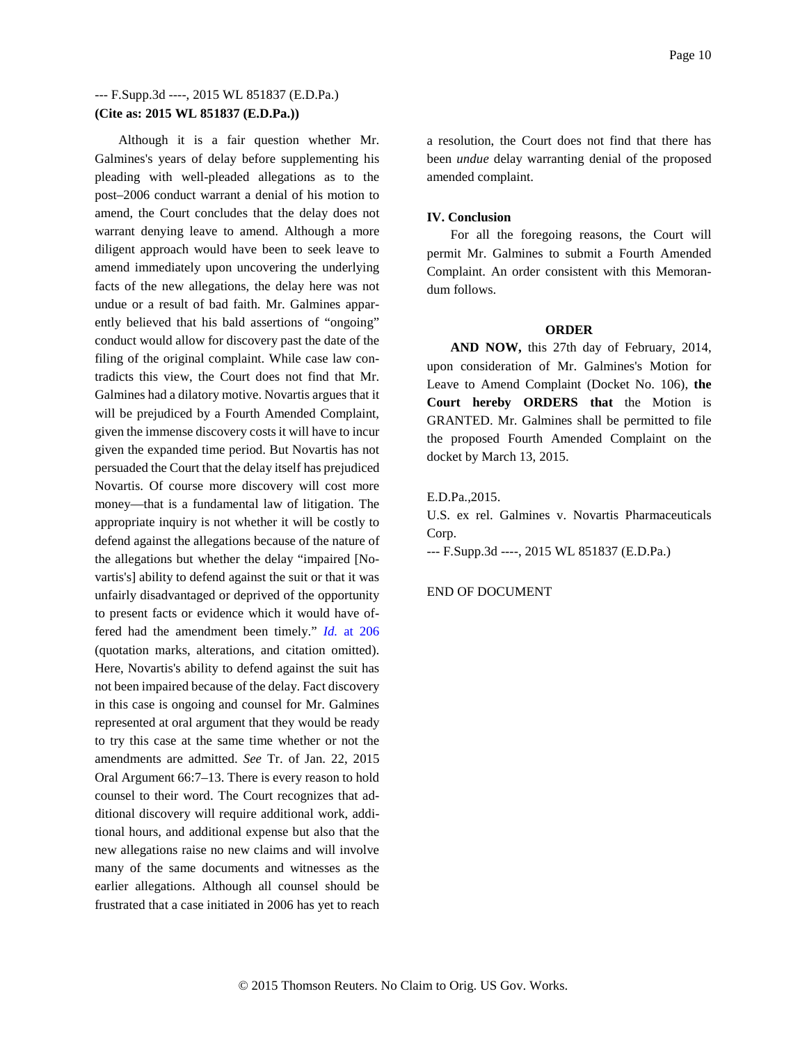Although it is a fair question whether Mr. Galmines's years of delay before supplementing his pleading with well-pleaded allegations as to the post–2006 conduct warrant a denial of his motion to amend, the Court concludes that the delay does not warrant denying leave to amend. Although a more diligent approach would have been to seek leave to amend immediately upon uncovering the underlying facts of the new allegations, the delay here was not undue or a result of bad faith. Mr. Galmines apparently believed that his bald assertions of "ongoing" conduct would allow for discovery past the date of the filing of the original complaint. While case law contradicts this view, the Court does not find that Mr. Galmines had a dilatory motive. Novartis argues that it will be prejudiced by a Fourth Amended Complaint, given the immense discovery costs it will have to incur given the expanded time period. But Novartis has not persuaded the Court that the delay itself has prejudiced Novartis. Of course more discovery will cost more money—that is a fundamental law of litigation. The appropriate inquiry is not whether it will be costly to defend against the allegations because of the nature of the allegations but whether the delay "impaired [Novartis's] ability to defend against the suit or that it was unfairly disadvantaged or deprived of the opportunity to present facts or evidence which it would have offered had the amendment been timely." *Id.* at 206 (quotation marks, alterations, and citation omitted). Here, Novartis's ability to defend against the suit has not been impaired because of the delay. Fact discovery in this case is ongoing and counsel for Mr. Galmines represented at oral argument that they would be ready to try this case at the same time whether or not the amendments are admitted. *See* Tr. of Jan. 22, 2015 Oral Argument 66:7–13. There is every reason to hold counsel to their word. The Court recognizes that additional discovery will require additional work, additional hours, and additional expense but also that the new allegations raise no new claims and will involve many of the same documents and witnesses as the earlier allegations. Although all counsel should be frustrated that a case initiated in 2006 has yet to reach a resolution, the Court does not find that there has been *undue* delay warranting denial of the proposed amended complaint.

## IV. Conclusion

For all the foregoing reasons, the Court will permit Mr. Galmines to submit a Fourth Amended Complaint. An order consistent with this Memorandum follows.

### ORDER

**AND NOW,** this 27th day of February, 2014, upon consideration of Mr. Galmines's Motion for Leave to Amend Complaint (Docket No. 106), **the Court hereby ORDERS that** the Motion is GRANTED. Mr. Galmines shall be permitted to file the proposed Fourth Amended Complaint on the docket by March 13, 2015.

E.D.Pa.,2015.

U.S. ex rel. Galmines v. Novartis Pharmaceuticals Corp.

--- F.Supp.3d ----, 2015 WL 851837 (E.D.Pa.)

END OF DOCUMENT